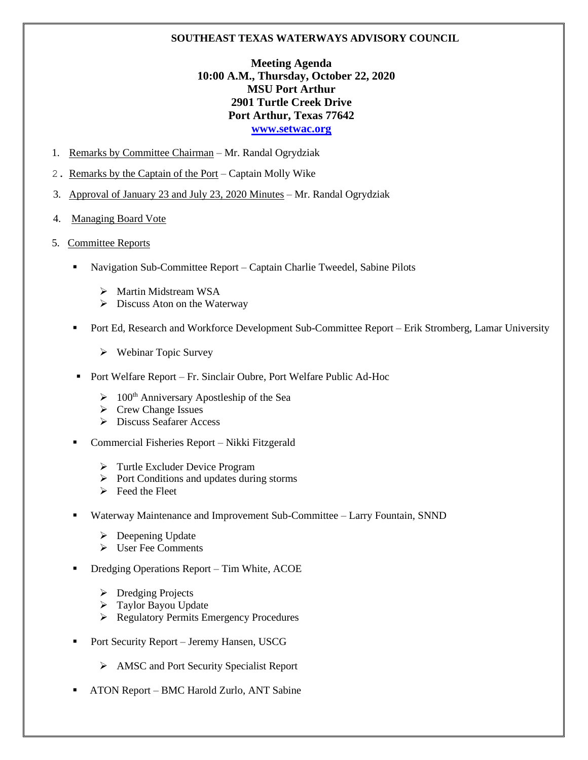**SOUTHEAST TEXAS WATERWAYS ADVISORY COUNCIL**

**Meeting Agenda**
**10:00 A.M., Thursday, October 22, 2020**
**MSU Port Arthur**
**2901 Turtle Creek Drive**
**Port Arthur, Texas 77642**
**www.setwac.org**

1. Remarks by Committee Chairman – Mr. Randal Ogrydziak
2. Remarks by the Captain of the Port – Captain Molly Wike
3. Approval of January 23 and July 23, 2020 Minutes – Mr. Randal Ogrydziak
4. Managing Board Vote
5. Committee Reports
   - Navigation Sub-Committee Report – Captain Charlie Tweedel, Sabine Pilots
     - Martin Midstream WSA
     - Discuss Aton on the Waterway
   - Port Ed, Research and Workforce Development Sub-Committee Report – Erik Stromberg, Lamar University
     - Webinar Topic Survey
   - Port Welfare Report – Fr. Sinclair Oubre, Port Welfare Public Ad-Hoc
     - 100th Anniversary Apostleship of the Sea
     - Crew Change Issues
     - Discuss Seafarer Access
   - Commercial Fisheries Report – Nikki Fitzgerald
     - Turtle Excluder Device Program
     - Port Conditions and updates during storms
     - Feed the Fleet
   - Waterway Maintenance and Improvement Sub-Committee – Larry Fountain, SNND
     - Deepening Update
     - User Fee Comments
   - Dredging Operations Report – Tim White, ACOE
     - Dredging Projects
     - Taylor Bayou Update
     - Regulatory Permits Emergency Procedures
   - Port Security Report – Jeremy Hansen, USCG
     - AMSC and Port Security Specialist Report
   - ATON Report – BMC Harold Zurlo, ANT Sabine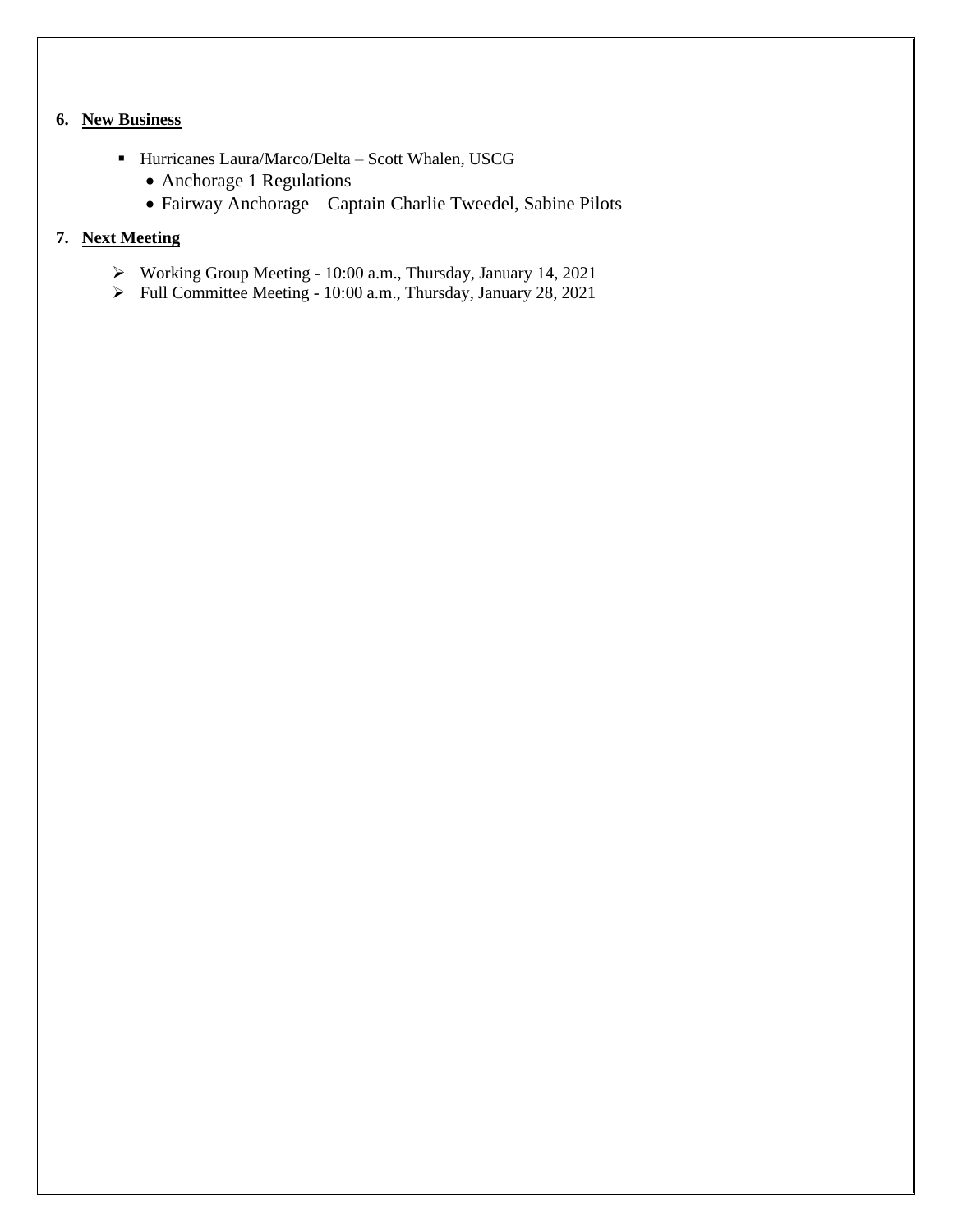6. **New Business**

- Hurricanes Laura/Marco/Delta – Scott Whalen, USCG
    - Anchorage 1 Regulations
    - Fairway Anchorage – Captain Charlie Tweedel, Sabine Pilots

7. **Next Meeting**

- Working Group Meeting - 10:00 a.m., Thursday, January 14, 2021
- Full Committee Meeting - 10:00 a.m., Thursday, January 28, 2021